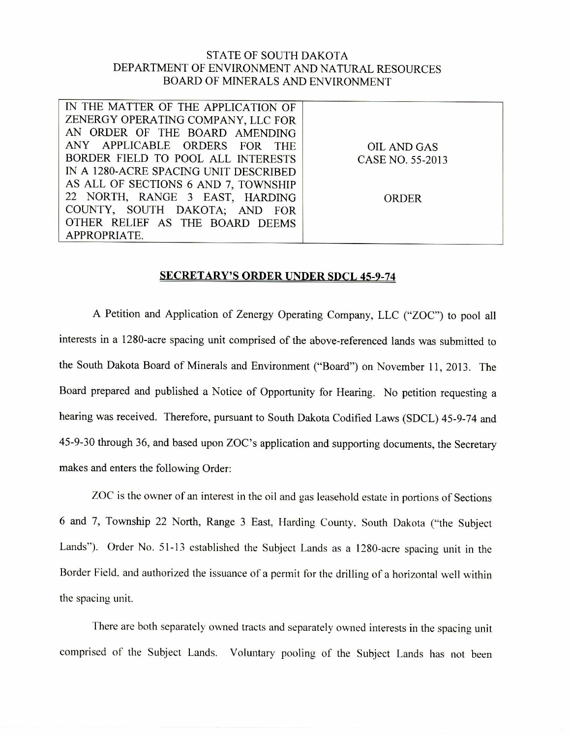STATE OF SOUTH DAKOTA
DEPARTMENT OF ENVIRONMENT AND NATURAL RESOURCES
BOARD OF MINERALS AND ENVIRONMENT

| IN THE MATTER OF THE APPLICATION OF ZENERGY OPERATING COMPANY, LLC FOR AN ORDER OF THE BOARD AMENDING ANY APPLICABLE ORDERS FOR THE BORDER FIELD TO POOL ALL INTERESTS IN A 1280-ACRE SPACING UNIT DESCRIBED AS ALL OF SECTIONS 6 AND 7, TOWNSHIP 22 NORTH, RANGE 3 EAST, HARDING COUNTY, SOUTH DAKOTA; AND FOR OTHER RELIEF AS THE BOARD DEEMS APPROPRIATE. | OIL AND GAS CASE NO. 55-2013<br><br>ORDER |
|---|---|

## SECRETARY'S ORDER UNDER SDCL 45-9-74

A Petition and Application of Zenergy Operating Company, LLC ("ZOC") to pool all interests in a 1280-acre spacing unit comprised of the above-referenced lands was submitted to the South Dakota Board of Minerals and Environment ("Board") on November 11, 2013. The Board prepared and published a Notice of Opportunity for Hearing. No petition requesting a hearing was received. Therefore, pursuant to South Dakota Codified Laws (SDCL) 45-9-74 and 45-9-30 through 36, and based upon ZOC's application and supporting documents, the Secretary makes and enters the following Order:

ZOC is the owner of an interest in the oil and gas leasehold estate in portions of Sections 6 and 7, Township 22 North, Range 3 East, Harding County, South Dakota ("the Subject Lands"). Order No. 51-13 established the Subject Lands as a 1280-acre spacing unit in the Border Field, and authorized the issuance of a permit for the drilling of a horizontal well within the spacing unit.

There are both separately owned tracts and separately owned interests in the spacing unit comprised of the Subject Lands. Voluntary pooling of the Subject Lands has not been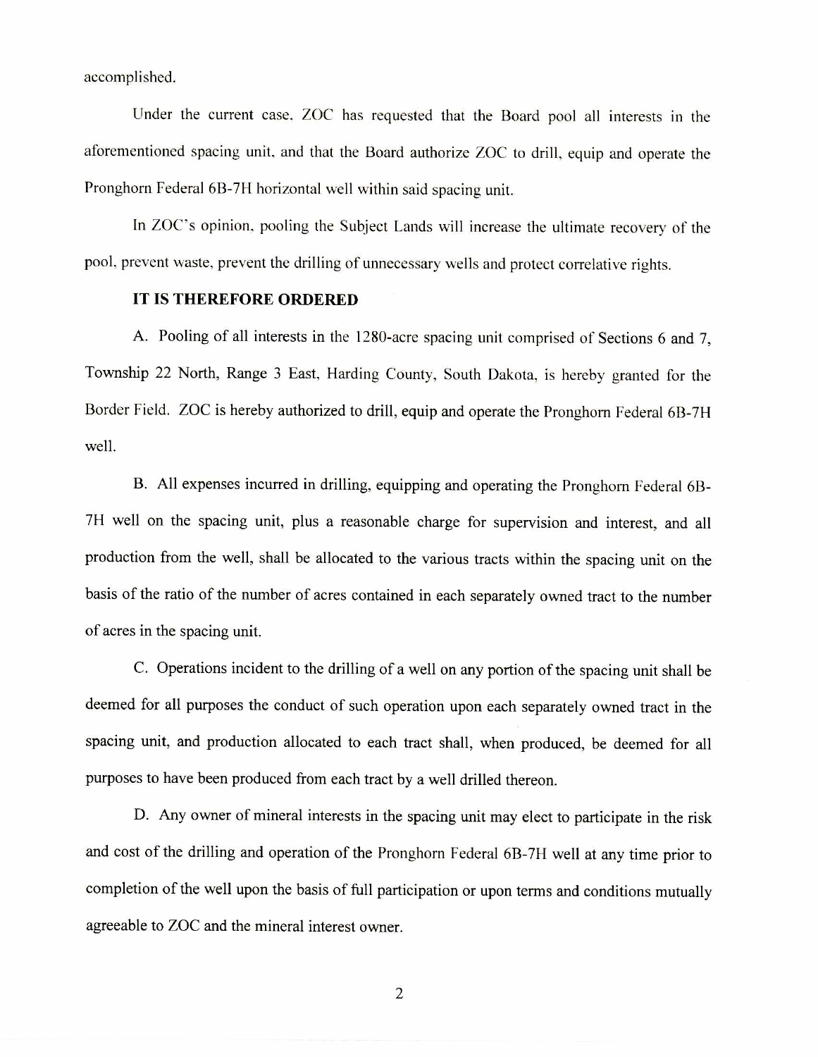accomplished.

Under the current case, ZOC has requested that the Board pool all interests in the aforementioned spacing unit, and that the Board authorize ZOC to drill, equip and operate the Pronghorn Federal 6B-7H horizontal well within said spacing unit.

In ZOC's opinion, pooling the Subject Lands will increase the ultimate recovery of the pool, prevent waste, prevent the drilling of unnecessary wells and protect correlative rights.

**IT IS THEREFORE ORDERED**

A. Pooling of all interests in the 1280-acre spacing unit comprised of Sections 6 and 7, Township 22 North, Range 3 East, Harding County, South Dakota, is hereby granted for the Border Field. ZOC is hereby authorized to drill, equip and operate the Pronghorn Federal 6B-7H well.

B. All expenses incurred in drilling, equipping and operating the Pronghorn Federal 6B-7H well on the spacing unit, plus a reasonable charge for supervision and interest, and all production from the well, shall be allocated to the various tracts within the spacing unit on the basis of the ratio of the number of acres contained in each separately owned tract to the number of acres in the spacing unit.

C. Operations incident to the drilling of a well on any portion of the spacing unit shall be deemed for all purposes the conduct of such operation upon each separately owned tract in the spacing unit, and production allocated to each tract shall, when produced, be deemed for all purposes to have been produced from each tract by a well drilled thereon.

D. Any owner of mineral interests in the spacing unit may elect to participate in the risk and cost of the drilling and operation of the Pronghorn Federal 6B-7H well at any time prior to completion of the well upon the basis of full participation or upon terms and conditions mutually agreeable to ZOC and the mineral interest owner.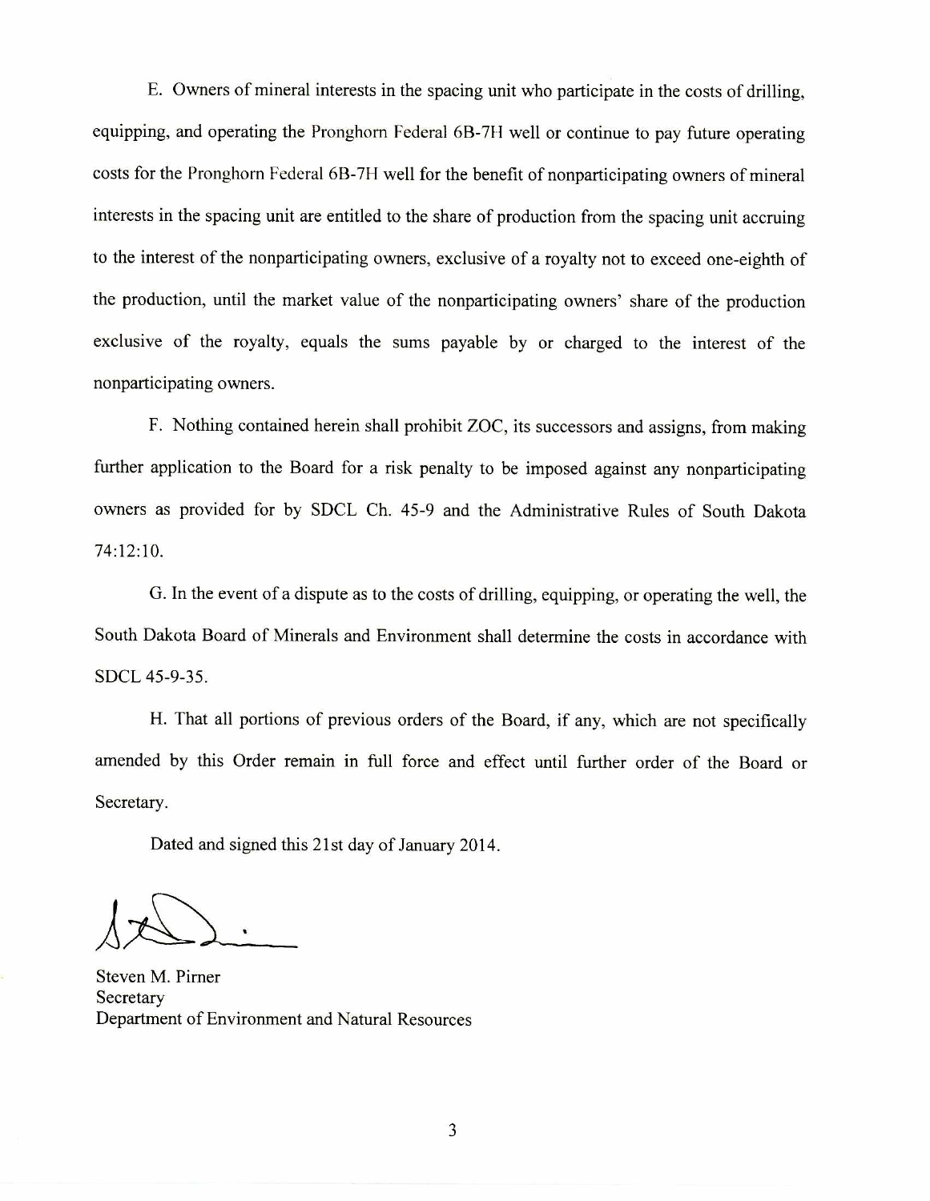E. Owners of mineral interests in the spacing unit who participate in the costs of drilling, equipping, and operating the Pronghorn Federal 6B-7H well or continue to pay future operating costs for the Pronghorn Federal 6B-7H well for the benefit of nonparticipating owners of mineral interests in the spacing unit are entitled to the share of production from the spacing unit accruing to the interest of the nonparticipating owners, exclusive of a royalty not to exceed one-eighth of the production, until the market value of the nonparticipating owners' share of the production exclusive of the royalty, equals the sums payable by or charged to the interest of the nonparticipating owners.

F. Nothing contained herein shall prohibit ZOC, its successors and assigns, from making further application to the Board for a risk penalty to be imposed against any nonparticipating owners as provided for by SDCL Ch. 45-9 and the Administrative Rules of South Dakota 74:12:10.

G. In the event of a dispute as to the costs of drilling, equipping, or operating the well, the South Dakota Board of Minerals and Environment shall determine the costs in accordance with SDCL 45-9-35.

H. That all portions of previous orders of the Board, if any, which are not specifically amended by this Order remain in full force and effect until further order of the Board or Secretary.

Dated and signed this 21st day of January 2014.

Steven M. Pirner
Secretary
Department of Environment and Natural Resources